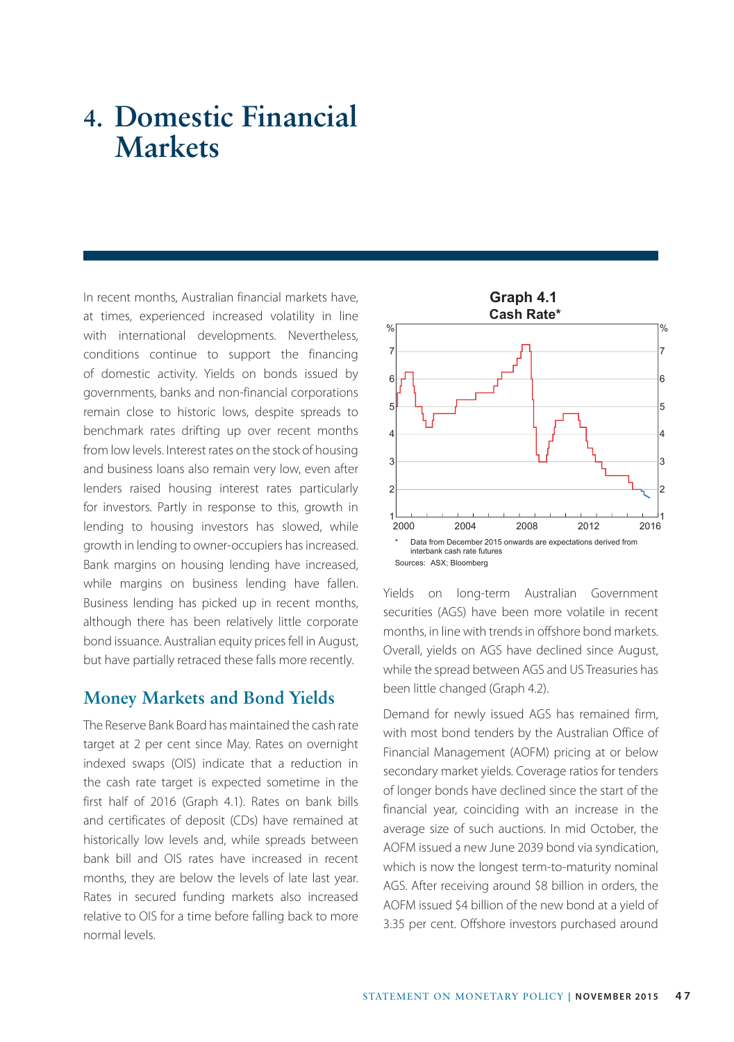# 4. Domestic Financial Markets

In recent months, Australian financial markets have, at times, experienced increased volatility in line with international developments. Nevertheless, conditions continue to support the financing of domestic activity. Yields on bonds issued by governments, banks and non-financial corporations remain close to historic lows, despite spreads to benchmark rates drifting up over recent months from low levels. Interest rates on the stock of housing and business loans also remain very low, even after lenders raised housing interest rates particularly for investors. Partly in response to this, growth in lending to housing investors has slowed, while growth in lending to owner-occupiers has increased. Bank margins on housing lending have increased, while margins on business lending have fallen. Business lending has picked up in recent months, although there has been relatively little corporate bond issuance. Australian equity prices fell in August, but have partially retraced these falls more recently.

## Money Markets and Bond Yields

The Reserve Bank Board has maintained the cash rate target at 2 per cent since May. Rates on overnight indexed swaps (OIS) indicate that a reduction in the cash rate target is expected sometime in the first half of 2016 (Graph 4.1). Rates on bank bills and certificates of deposit (CDs) have remained at historically low levels and, while spreads between bank bill and OIS rates have increased in recent months, they are below the levels of late last year. Rates in secured funding markets also increased relative to OIS for a time before falling back to more normal levels.

**Graph 4.1**
**Cash Rate***

\* Data from December 2015 onwards are expectations derived from interbank cash rate futures

Sources: ASX; Bloomberg

Yields on long-term Australian Government securities (AGS) have been more volatile in recent months, in line with trends in offshore bond markets. Overall, yields on AGS have declined since August, while the spread between AGS and US Treasuries has been little changed (Graph 4.2).

Demand for newly issued AGS has remained firm, with most bond tenders by the Australian Office of Financial Management (AOFM) pricing at or below secondary market yields. Coverage ratios for tenders of longer bonds have declined since the start of the financial year, coinciding with an increase in the average size of such auctions. In mid October, the AOFM issued a new June 2039 bond via syndication, which is now the longest term-to-maturity nominal AGS. After receiving around $8 billion in orders, the AOFM issued $4 billion of the new bond at a yield of 3.35 per cent. Offshore investors purchased around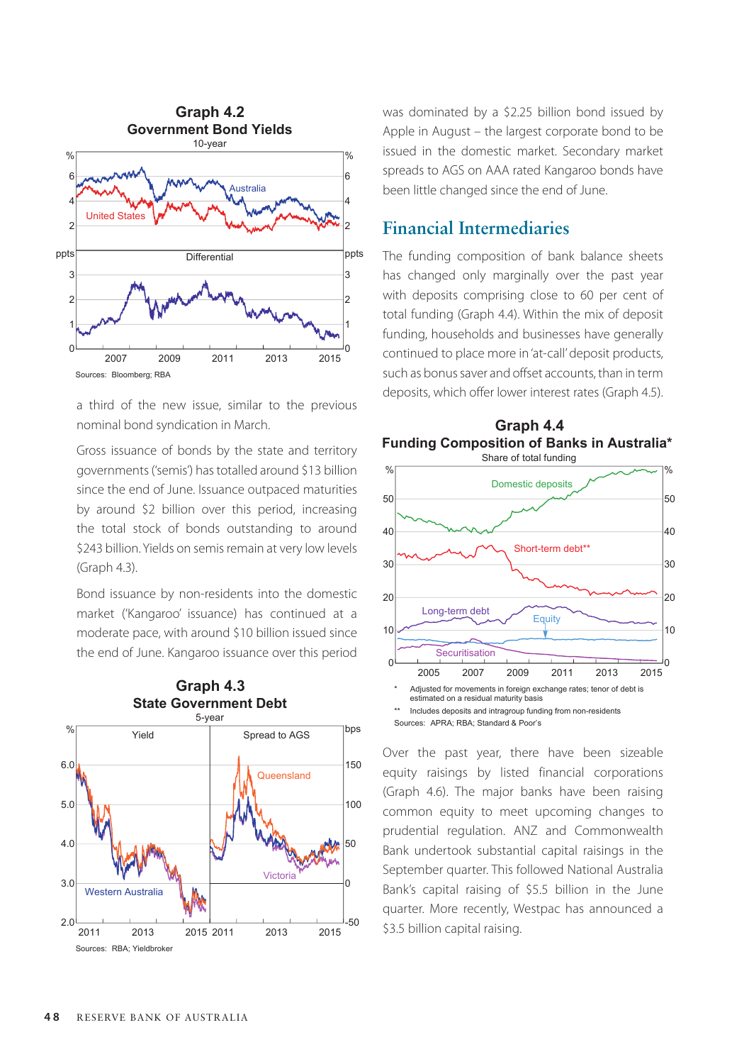**Graph 4.2**
**Government Bond Yields**
10-year

Sources: Bloomberg; RBA

a third of the new issue, similar to the previous nominal bond syndication in March.

Gross issuance of bonds by the state and territory governments ('semis') has totalled around $13 billion since the end of June. Issuance outpaced maturities by around $2 billion over this period, increasing the total stock of bonds outstanding to around $243 billion. Yields on semis remain at very low levels (Graph 4.3).

Bond issuance by non-residents into the domestic market ('Kangaroo' issuance) has continued at a moderate pace, with around $10 billion issued since the end of June. Kangaroo issuance over this period was dominated by a $2.25 billion bond issued by Apple in August – the largest corporate bond to be issued in the domestic market. Secondary market spreads to AGS on AAA rated Kangaroo bonds have been little changed since the end of June.

**Graph 4.3**
**State Government Debt**
5-year

Sources: RBA; Yieldbroker

## Financial Intermediaries

The funding composition of bank balance sheets has changed only marginally over the past year with deposits comprising close to 60 per cent of total funding (Graph 4.4). Within the mix of deposit funding, households and businesses have generally continued to place more in 'at-call' deposit products, such as bonus saver and offset accounts, than in term deposits, which offer lower interest rates (Graph 4.5).

**Graph 4.4**
**Funding Composition of Banks in Australia***
Share of total funding

* Adjusted for movements in foreign exchange rates; tenor of debt is estimated on a residual maturity basis

** Includes deposits and intragroup funding from non-residents

Sources: APRA; RBA; Standard & Poor's

Over the past year, there have been sizeable equity raisings by listed financial corporations (Graph 4.6). The major banks have been raising common equity to meet upcoming changes to prudential regulation. ANZ and Commonwealth Bank undertook substantial capital raisings in the September quarter. This followed National Australia Bank's capital raising of $5.5 billion in the June quarter. More recently, Westpac has announced a $3.5 billion capital raising.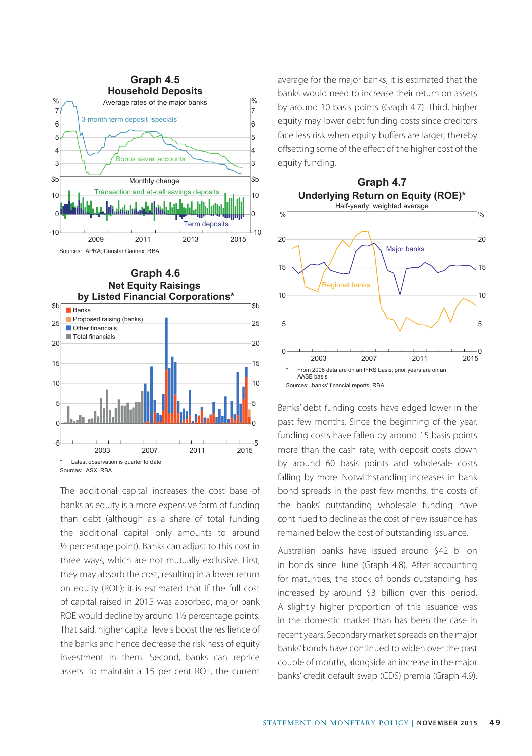## Graph 4.5
### Household Deposits

Average rates of the major banks

3-month term deposit 'specials'

Bonus saver accounts

Monthly change

Transaction and at-call savings deposits

Term deposits

Sources: APRA; Canstar Cannex; RBA

## Graph 4.6
### Net Equity Raisings by Listed Financial Corporations*

- Banks
- Proposed raising (banks)
- Other financials
- Total financials

\* Latest observation is quarter to date

Sources: ASX; RBA

The additional capital increases the cost base of banks as equity is a more expensive form of funding than debt (although as a share of total funding the additional capital only amounts to around ½ percentage point). Banks can adjust to this cost in three ways, which are not mutually exclusive. First, they may absorb the cost, resulting in a lower return on equity (ROE); it is estimated that if the full cost of capital raised in 2015 was absorbed, major bank ROE would decline by around 1½ percentage points. That said, higher capital levels boost the resilience of the banks and hence decrease the riskiness of equity investment in them. Second, banks can reprice assets. To maintain a 15 per cent ROE, the current average for the major banks, it is estimated that the banks would need to increase their return on assets by around 10 basis points (Graph 4.7). Third, higher equity may lower debt funding costs since creditors face less risk when equity buffers are larger, thereby offsetting some of the effect of the higher cost of the equity funding.

## Graph 4.7
### Underlying Return on Equity (ROE)*

Half-yearly; weighted average

Major banks

Regional banks

\* From 2006 data are on an IFRS basis; prior years are on an AASB basis

Sources: banks' financial reports; RBA

Banks' debt funding costs have edged lower in the past few months. Since the beginning of the year, funding costs have fallen by around 15 basis points more than the cash rate, with deposit costs down by around 60 basis points and wholesale costs falling by more. Notwithstanding increases in bank bond spreads in the past few months, the costs of the banks' outstanding wholesale funding have continued to decline as the cost of new issuance has remained below the cost of outstanding issuance.

Australian banks have issued around $42 billion in bonds since June (Graph 4.8). After accounting for maturities, the stock of bonds outstanding has increased by around $3 billion over this period. A slightly higher proportion of this issuance was in the domestic market than has been the case in recent years. Secondary market spreads on the major banks' bonds have continued to widen over the past couple of months, alongside an increase in the major banks' credit default swap (CDS) premia (Graph 4.9).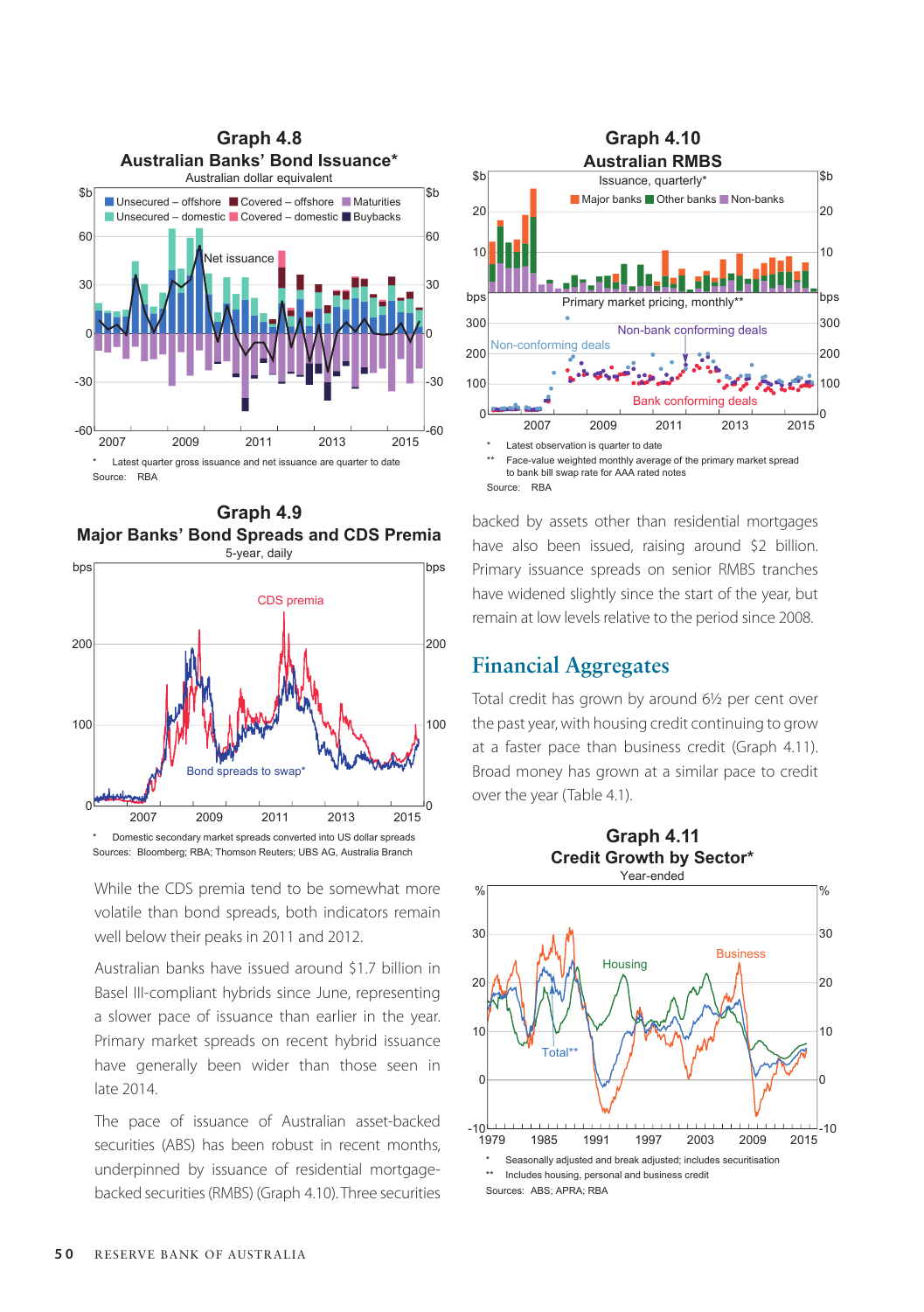**Graph 4.8**
**Australian Banks' Bond Issuance***
Australian dollar equivalent

\* Latest quarter gross issuance and net issuance are quarter to date
Source: RBA

**Graph 4.9**
**Major Banks' Bond Spreads and CDS Premia**
5-year, daily

\* Domestic secondary market spreads converted into US dollar spreads
Sources: Bloomberg; RBA; Thomson Reuters; UBS AG, Australia Branch

While the CDS premia tend to be somewhat more volatile than bond spreads, both indicators remain well below their peaks in 2011 and 2012.

Australian banks have issued around $1.7 billion in Basel III-compliant hybrids since June, representing a slower pace of issuance than earlier in the year. Primary market spreads on recent hybrid issuance have generally been wider than those seen in late 2014.

The pace of issuance of Australian asset-backed securities (ABS) has been robust in recent months, underpinned by issuance of residential mortgage-backed securities (RMBS) (Graph 4.10). Three securities backed by assets other than residential mortgages have also been issued, raising around $2 billion. Primary issuance spreads on senior RMBS tranches have widened slightly since the start of the year, but remain at low levels relative to the period since 2008.

**Graph 4.10**
**Australian RMBS**

\* Latest observation is quarter to date
\*\* Face-value weighted monthly average of the primary market spread to bank bill swap rate for AAA rated notes
Source: RBA

## Financial Aggregates

Total credit has grown by around 6½ per cent over the past year, with housing credit continuing to grow at a faster pace than business credit (Graph 4.11). Broad money has grown at a similar pace to credit over the year (Table 4.1).

**Graph 4.11**
**Credit Growth by Sector***
Year-ended

\* Seasonally adjusted and break adjusted; includes securitisation
\*\* Includes housing, personal and business credit
Sources: ABS; APRA; RBA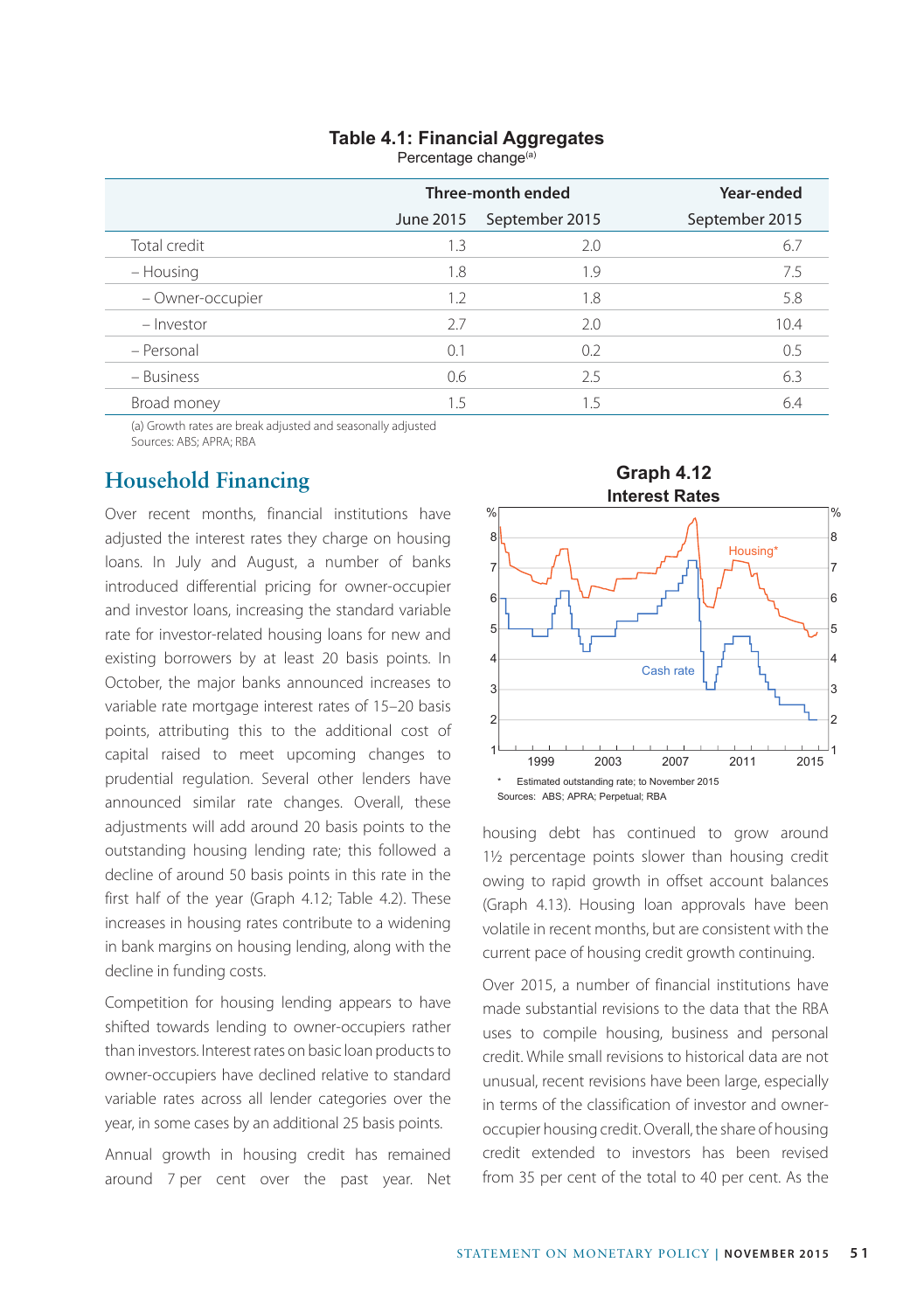**Table 4.1: Financial Aggregates**
Percentage change[(a)]

| | Three-month ended | | Year-ended |
|---|---|---|---|
| | June 2015 | September 2015 | September 2015 |
| Total credit | 1.3 | 2.0 | 6.7 |
| – Housing | 1.8 | 1.9 | 7.5 |
| – Owner-occupier | 1.2 | 1.8 | 5.8 |
| – Investor | 2.7 | 2.0 | 10.4 |
| – Personal | 0.1 | 0.2 | 0.5 |
| – Business | 0.6 | 2.5 | 6.3 |
| Broad money | 1.5 | 1.5 | 6.4 |

(a) Growth rates are break adjusted and seasonally adjusted
Sources: ABS; APRA; RBA

## Household Financing

Over recent months, financial institutions have adjusted the interest rates they charge on housing loans. In July and August, a number of banks introduced differential pricing for owner-occupier and investor loans, increasing the standard variable rate for investor-related housing loans for new and existing borrowers by at least 20 basis points. In October, the major banks announced increases to variable rate mortgage interest rates of 15–20 basis points, attributing this to the additional cost of capital raised to meet upcoming changes to prudential regulation. Several other lenders have announced similar rate changes. Overall, these adjustments will add around 20 basis points to the outstanding housing lending rate; this followed a decline of around 50 basis points in this rate in the first half of the year (Graph 4.12; Table 4.2). These increases in housing rates contribute to a widening in bank margins on housing lending, along with the decline in funding costs.

Competition for housing lending appears to have shifted towards lending to owner-occupiers rather than investors. Interest rates on basic loan products to owner-occupiers have declined relative to standard variable rates across all lender categories over the year, in some cases by an additional 25 basis points.

Annual growth in housing credit has remained around 7 per cent over the past year. Net housing debt has continued to grow around 1½ percentage points slower than housing credit owing to rapid growth in offset account balances (Graph 4.13). Housing loan approvals have been volatile in recent months, but are consistent with the current pace of housing credit growth continuing.

**Graph 4.12**
**Interest Rates**

\* Estimated outstanding rate; to November 2015
Sources: ABS; APRA; Perpetual; RBA

Over 2015, a number of financial institutions have made substantial revisions to the data that the RBA uses to compile housing, business and personal credit. While small revisions to historical data are not unusual, recent revisions have been large, especially in terms of the classification of investor and owner-occupier housing credit. Overall, the share of housing credit extended to investors has been revised from 35 per cent of the total to 40 per cent. As the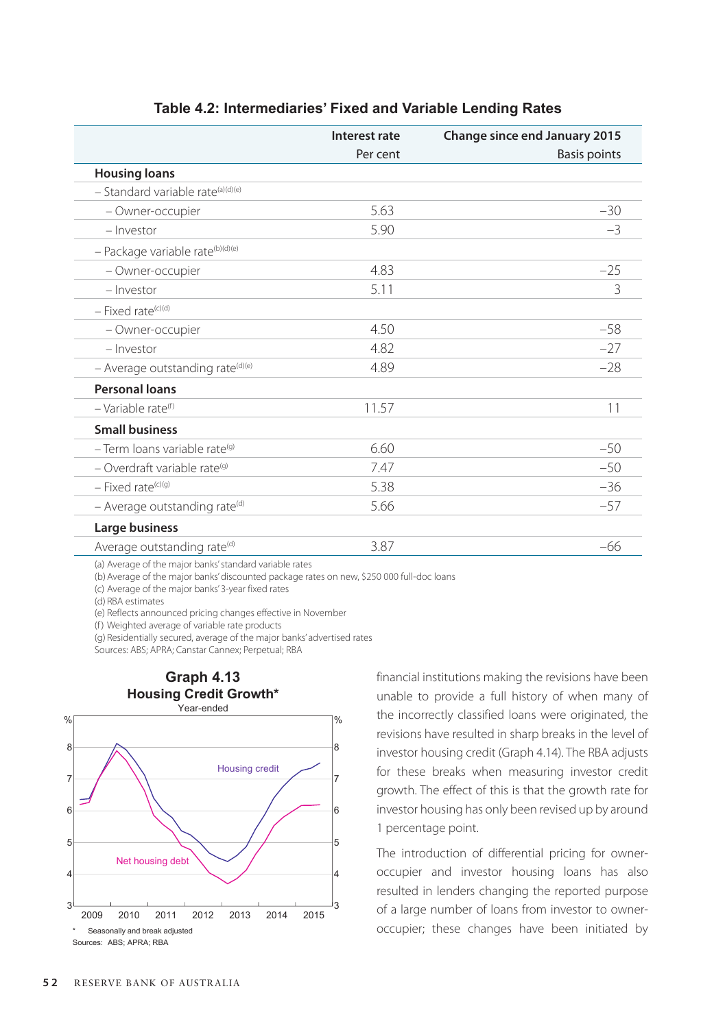**Table 4.2: Intermediaries' Fixed and Variable Lending Rates**

| | Interest rate | Change since end January 2015 |
|---|---|---|
| | Per cent | Basis points |
| **Housing loans** | | |
| – Standard variable rate[(a)(d)(e)] | | |
| – Owner-occupier | 5.63 | –30 |
| – Investor | 5.90 | –3 |
| – Package variable rate[(b)(d)(e)] | | |
| – Owner-occupier | 4.83 | –25 |
| – Investor | 5.11 | 3 |
| – Fixed rate[(c)(d)] | | |
| – Owner-occupier | 4.50 | –58 |
| – Investor | 4.82 | –27 |
| – Average outstanding rate[(d)(e)] | 4.89 | –28 |
| **Personal loans** | | |
| – Variable rate[(f)] | 11.57 | 11 |
| **Small business** | | |
| – Term loans variable rate[(g)] | 6.60 | –50 |
| – Overdraft variable rate[(g)] | 7.47 | –50 |
| – Fixed rate[(c)(g)] | 5.38 | –36 |
| – Average outstanding rate[(d)] | 5.66 | –57 |
| **Large business** | | |
| Average outstanding rate[(d)] | 3.87 | –66 |

(a) Average of the major banks' standard variable rates
(b) Average of the major banks' discounted package rates on new, $250 000 full-doc loans
(c) Average of the major banks' 3-year fixed rates
(d) RBA estimates
(e) Reflects announced pricing changes effective in November
(f) Weighted average of variable rate products
(g) Residentially secured, average of the major banks' advertised rates
Sources: ABS; APRA; Canstar Cannex; Perpetual; RBA

**Graph 4.13**
**Housing Credit Growth***
Year-ended

\* Seasonally and break adjusted
Sources: ABS; APRA; RBA

financial institutions making the revisions have been unable to provide a full history of when many of the incorrectly classified loans were originated, the revisions have resulted in sharp breaks in the level of investor housing credit (Graph 4.14). The RBA adjusts for these breaks when measuring investor credit growth. The effect of this is that the growth rate for investor housing has only been revised up by around 1 percentage point.

The introduction of differential pricing for owner-occupier and investor housing loans has also resulted in lenders changing the reported purpose of a large number of loans from investor to owner-occupier; these changes have been initiated by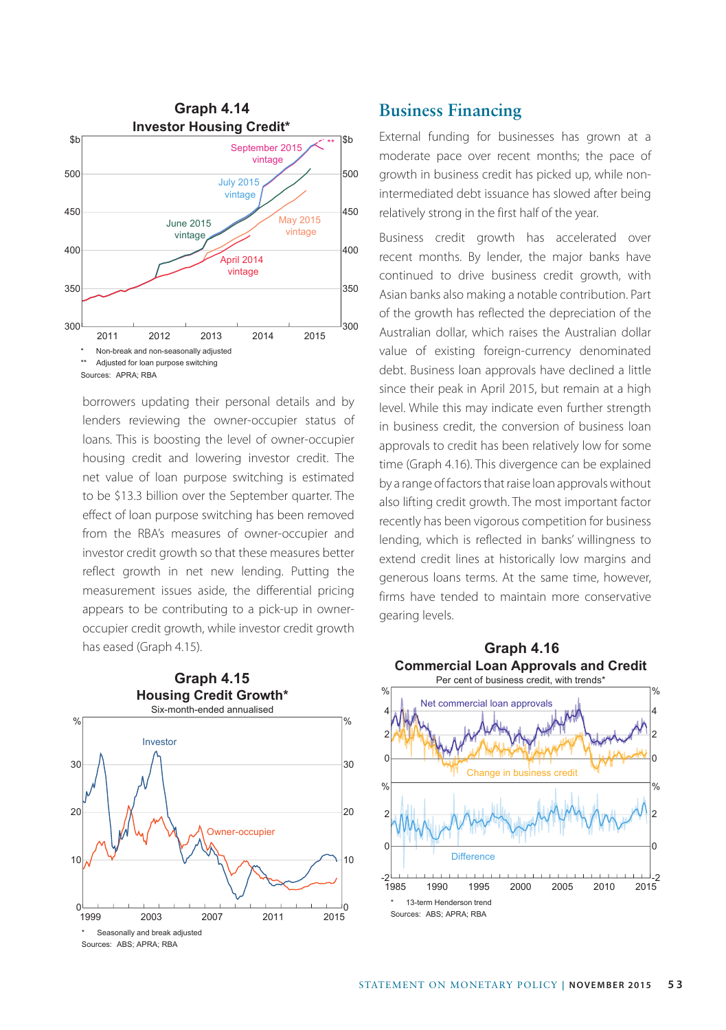**Graph 4.14**
**Investor Housing Credit***

\* Non-break and non-seasonally adjusted
\*\* Adjusted for loan purpose switching
Sources: APRA; RBA

borrowers updating their personal details and by lenders reviewing the owner-occupier status of loans. This is boosting the level of owner-occupier housing credit and lowering investor credit. The net value of loan purpose switching is estimated to be $13.3 billion over the September quarter. The effect of loan purpose switching has been removed from the RBA's measures of owner-occupier and investor credit growth so that these measures better reflect growth in net new lending. Putting the measurement issues aside, the differential pricing appears to be contributing to a pick-up in owner-occupier credit growth, while investor credit growth has eased (Graph 4.15).

**Graph 4.15**
**Housing Credit Growth***
Six-month-ended annualised

\* Seasonally and break adjusted
Sources: ABS; APRA; RBA

## Business Financing

External funding for businesses has grown at a moderate pace over recent months; the pace of growth in business credit has picked up, while non-intermediated debt issuance has slowed after being relatively strong in the first half of the year.

Business credit growth has accelerated over recent months. By lender, the major banks have continued to drive business credit growth, with Asian banks also making a notable contribution. Part of the growth has reflected the depreciation of the Australian dollar, which raises the Australian dollar value of existing foreign-currency denominated debt. Business loan approvals have declined a little since their peak in April 2015, but remain at a high level. While this may indicate even further strength in business credit, the conversion of business loan approvals to credit has been relatively low for some time (Graph 4.16). This divergence can be explained by a range of factors that raise loan approvals without also lifting credit growth. The most important factor recently has been vigorous competition for business lending, which is reflected in banks' willingness to extend credit lines at historically low margins and generous loans terms. At the same time, however, firms have tended to maintain more conservative gearing levels.

**Graph 4.16**
**Commercial Loan Approvals and Credit**
Per cent of business credit, with trends*

\* 13-term Henderson trend
Sources: ABS; APRA; RBA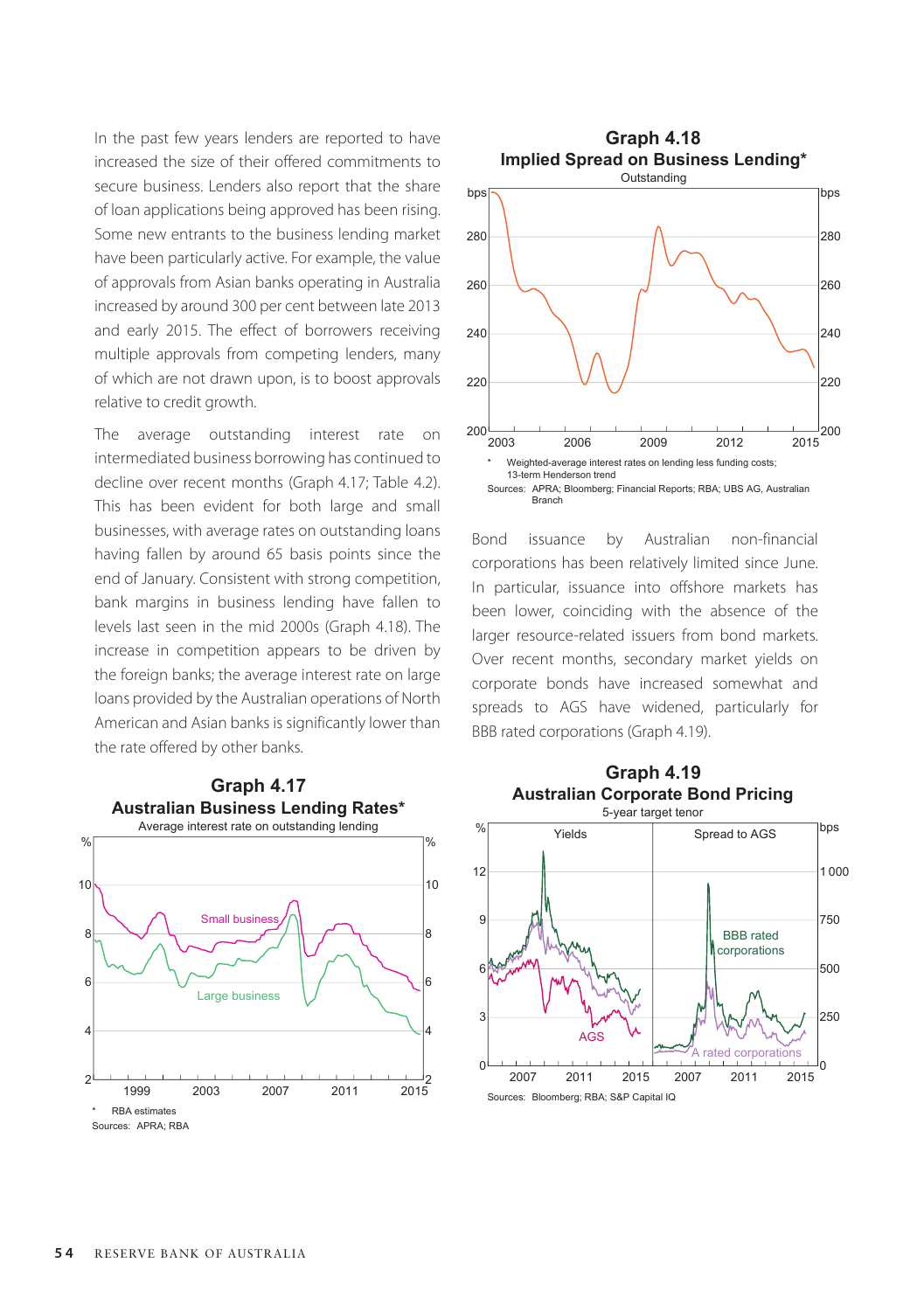In the past few years lenders are reported to have increased the size of their offered commitments to secure business. Lenders also report that the share of loan applications being approved has been rising. Some new entrants to the business lending market have been particularly active. For example, the value of approvals from Asian banks operating in Australia increased by around 300 per cent between late 2013 and early 2015. The effect of borrowers receiving multiple approvals from competing lenders, many of which are not drawn upon, is to boost approvals relative to credit growth.

The average outstanding interest rate on intermediated business borrowing has continued to decline over recent months (Graph 4.17; Table 4.2). This has been evident for both large and small businesses, with average rates on outstanding loans having fallen by around 65 basis points since the end of January. Consistent with strong competition, bank margins in business lending have fallen to levels last seen in the mid 2000s (Graph 4.18). The increase in competition appears to be driven by the foreign banks; the average interest rate on large loans provided by the Australian operations of North American and Asian banks is significantly lower than the rate offered by other banks.

**Graph 4.17**
**Australian Business Lending Rates***
Average interest rate on outstanding lending

\* RBA estimates
Sources: APRA; RBA

**Graph 4.18**
**Implied Spread on Business Lending***
Outstanding

\* Weighted-average interest rates on lending less funding costs; 13-term Henderson trend
Sources: APRA; Bloomberg; Financial Reports; RBA; UBS AG, Australian Branch

Bond issuance by Australian non-financial corporations has been relatively limited since June. In particular, issuance into offshore markets has been lower, coinciding with the absence of the larger resource-related issuers from bond markets. Over recent months, secondary market yields on corporate bonds have increased somewhat and spreads to AGS have widened, particularly for BBB rated corporations (Graph 4.19).

**Graph 4.19**
**Australian Corporate Bond Pricing**
5-year target tenor

Sources: Bloomberg; RBA; S&P Capital IQ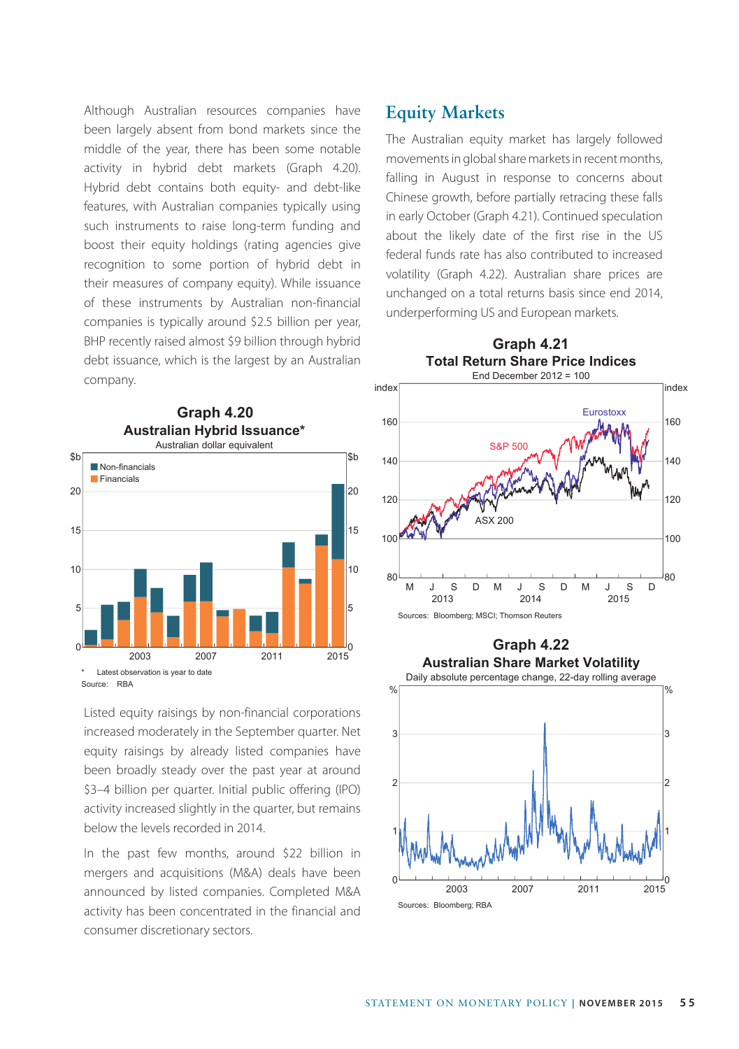Although Australian resources companies have been largely absent from bond markets since the middle of the year, there has been some notable activity in hybrid debt markets (Graph 4.20). Hybrid debt contains both equity- and debt-like features, with Australian companies typically using such instruments to raise long-term funding and boost their equity holdings (rating agencies give recognition to some portion of hybrid debt in their measures of company equity). While issuance of these instruments by Australian non-financial companies is typically around $2.5 billion per year, BHP recently raised almost $9 billion through hybrid debt issuance, which is the largest by an Australian company.

**Graph 4.20**
**Australian Hybrid Issuance***
Australian dollar equivalent

\* Latest observation is year to date
Source: RBA

Listed equity raisings by non-financial corporations increased moderately in the September quarter. Net equity raisings by already listed companies have been broadly steady over the past year at around $3–4 billion per quarter. Initial public offering (IPO) activity increased slightly in the quarter, but remains below the levels recorded in 2014.

In the past few months, around $22 billion in mergers and acquisitions (M&A) deals have been announced by listed companies. Completed M&A activity has been concentrated in the financial and consumer discretionary sectors.

## Equity Markets

The Australian equity market has largely followed movements in global share markets in recent months, falling in August in response to concerns about Chinese growth, before partially retracing these falls in early October (Graph 4.21). Continued speculation about the likely date of the first rise in the US federal funds rate has also contributed to increased volatility (Graph 4.22). Australian share prices are unchanged on a total returns basis since end 2014, underperforming US and European markets.

**Graph 4.21**
**Total Return Share Price Indices**
End December 2012 = 100

Sources: Bloomberg; MSCI; Thomson Reuters

**Graph 4.22**
**Australian Share Market Volatility**
Daily absolute percentage change, 22-day rolling average

Sources: Bloomberg; RBA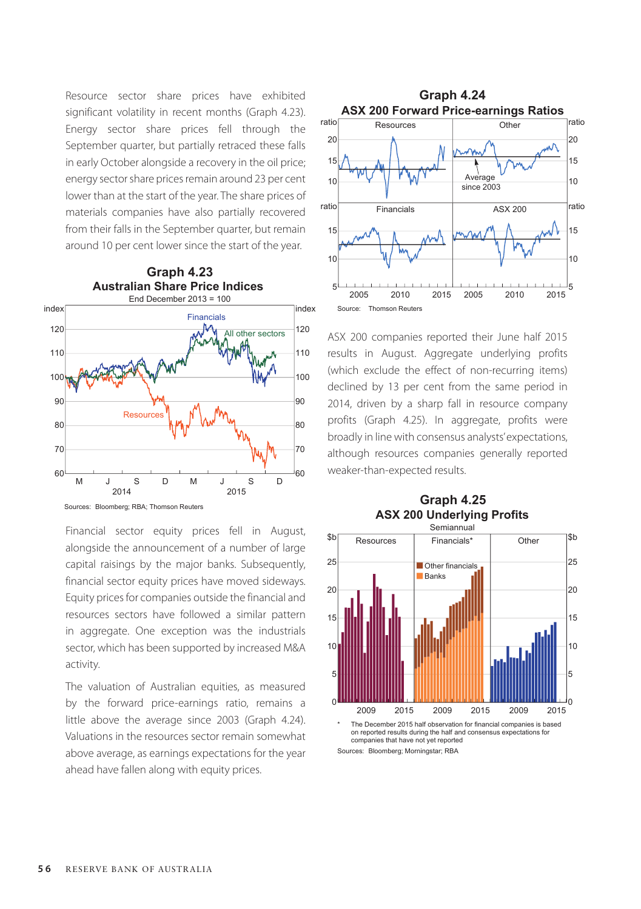Resource sector share prices have exhibited significant volatility in recent months (Graph 4.23). Energy sector share prices fell through the September quarter, but partially retraced these falls in early October alongside a recovery in the oil price; energy sector share prices remain around 23 per cent lower than at the start of the year. The share prices of materials companies have also partially recovered from their falls in the September quarter, but remain around 10 per cent lower since the start of the year.

**Graph 4.23**
**Australian Share Price Indices**
End December 2013 = 100

Sources: Bloomberg; RBA; Thomson Reuters

Financial sector equity prices fell in August, alongside the announcement of a number of large capital raisings by the major banks. Subsequently, financial sector equity prices have moved sideways. Equity prices for companies outside the financial and resources sectors have followed a similar pattern in aggregate. One exception was the industrials sector, which has been supported by increased M&A activity.

The valuation of Australian equities, as measured by the forward price-earnings ratio, remains a little above the average since 2003 (Graph 4.24). Valuations in the resources sector remain somewhat above average, as earnings expectations for the year ahead have fallen along with equity prices.

**Graph 4.24**
**ASX 200 Forward Price-earnings Ratios**

Source: Thomson Reuters

ASX 200 companies reported their June half 2015 results in August. Aggregate underlying profits (which exclude the effect of non-recurring items) declined by 13 per cent from the same period in 2014, driven by a sharp fall in resource company profits (Graph 4.25). In aggregate, profits were broadly in line with consensus analysts' expectations, although resources companies generally reported weaker-than-expected results.

**Graph 4.25**
**ASX 200 Underlying Profits**
Semiannual

\* The December 2015 half observation for financial companies is based on reported results during the half and consensus expectations for companies that have not yet reported

Sources: Bloomberg; Morningstar; RBA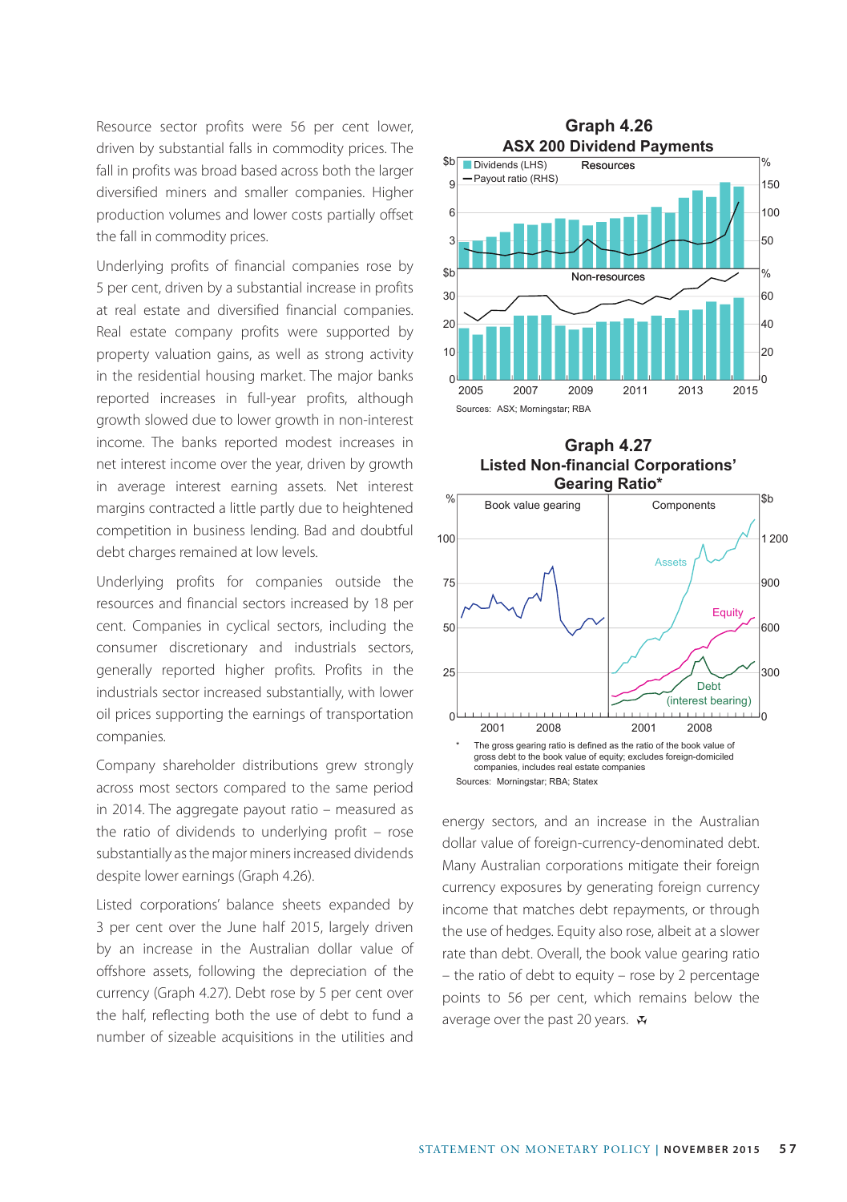Resource sector profits were 56 per cent lower, driven by substantial falls in commodity prices. The fall in profits was broad based across both the larger diversified miners and smaller companies. Higher production volumes and lower costs partially offset the fall in commodity prices.

Underlying profits of financial companies rose by 5 per cent, driven by a substantial increase in profits at real estate and diversified financial companies. Real estate company profits were supported by property valuation gains, as well as strong activity in the residential housing market. The major banks reported increases in full-year profits, although growth slowed due to lower growth in non-interest income. The banks reported modest increases in net interest income over the year, driven by growth in average interest earning assets. Net interest margins contracted a little partly due to heightened competition in business lending. Bad and doubtful debt charges remained at low levels.

Underlying profits for companies outside the resources and financial sectors increased by 18 per cent. Companies in cyclical sectors, including the consumer discretionary and industrials sectors, generally reported higher profits. Profits in the industrials sector increased substantially, with lower oil prices supporting the earnings of transportation companies.

Company shareholder distributions grew strongly across most sectors compared to the same period in 2014. The aggregate payout ratio – measured as the ratio of dividends to underlying profit – rose substantially as the major miners increased dividends despite lower earnings (Graph 4.26).

Listed corporations' balance sheets expanded by 3 per cent over the June half 2015, largely driven by an increase in the Australian dollar value of offshore assets, following the depreciation of the currency (Graph 4.27). Debt rose by 5 per cent over the half, reflecting both the use of debt to fund a number of sizeable acquisitions in the utilities and energy sectors, and an increase in the Australian dollar value of foreign-currency-denominated debt. Many Australian corporations mitigate their foreign currency exposures by generating foreign currency income that matches debt repayments, or through the use of hedges. Equity also rose, albeit at a slower rate than debt. Overall, the book value gearing ratio – the ratio of debt to equity – rose by 2 percentage points to 56 per cent, which remains below the average over the past 20 years.

**Graph 4.26**
**ASX 200 Dividend Payments**

Resources
$b
Dividends (LHS)
Payout ratio (RHS)
%
9
6
3
150
100
50
Non-resources
$b
30
20
10
0
%
60
40
20
0
2005 2007 2009 2011 2013 2015

Sources: ASX; Morningstar; RBA

**Graph 4.27**
**Listed Non-financial Corporations' Gearing Ratio***

Book value gearing
Components
%
100
75
50
25
0
$b
1 200
900
600
300
0
Assets
Equity
Debt (interest bearing)
2001 2008 2001 2008

\* The gross gearing ratio is defined as the ratio of the book value of gross debt to the book value of equity; excludes foreign-domiciled companies, includes real estate companies

Sources: Morningstar; RBA; Statex